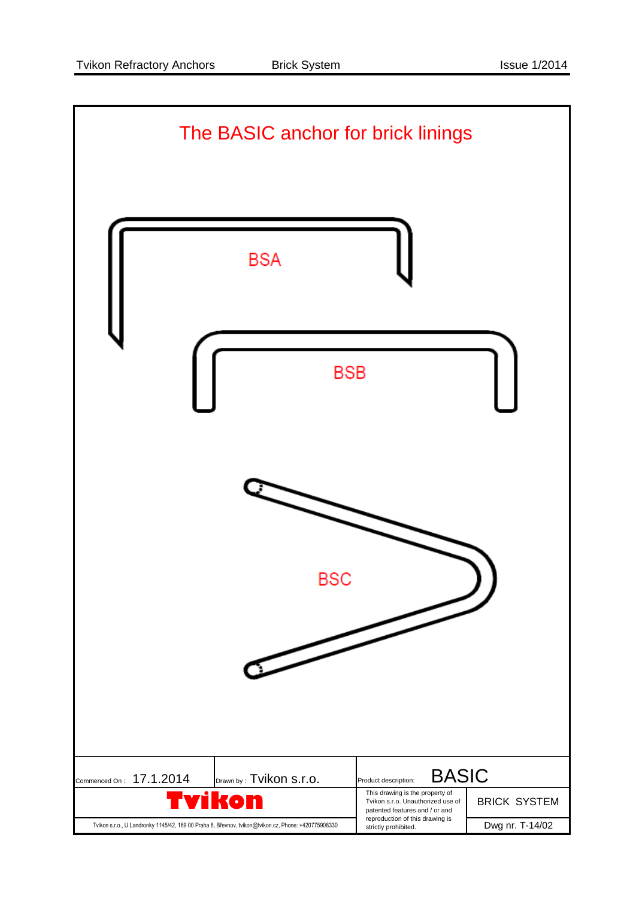# The BASIC anchor for brick linings

BSA

BSB

BSC

| Commenced On : 17.1.2014 | Drawn by : Tvikon s.r.o. | Product description: BASIC | |
|---|---|---|---|
| Tvikon | | This drawing is the property of Tvikon s.r.o. Unauthorized use of patented features and / or and reproduction of this drawing is strictly prohibited. | BRICK SYSTEM |
| Tvikon s.r.o., U Landronky 1145/42, 169 00 Praha 6, Břevnov, tvikon@tvikon.cz, Phone: +420775908330 | | | Dwg nr. T-14/02 |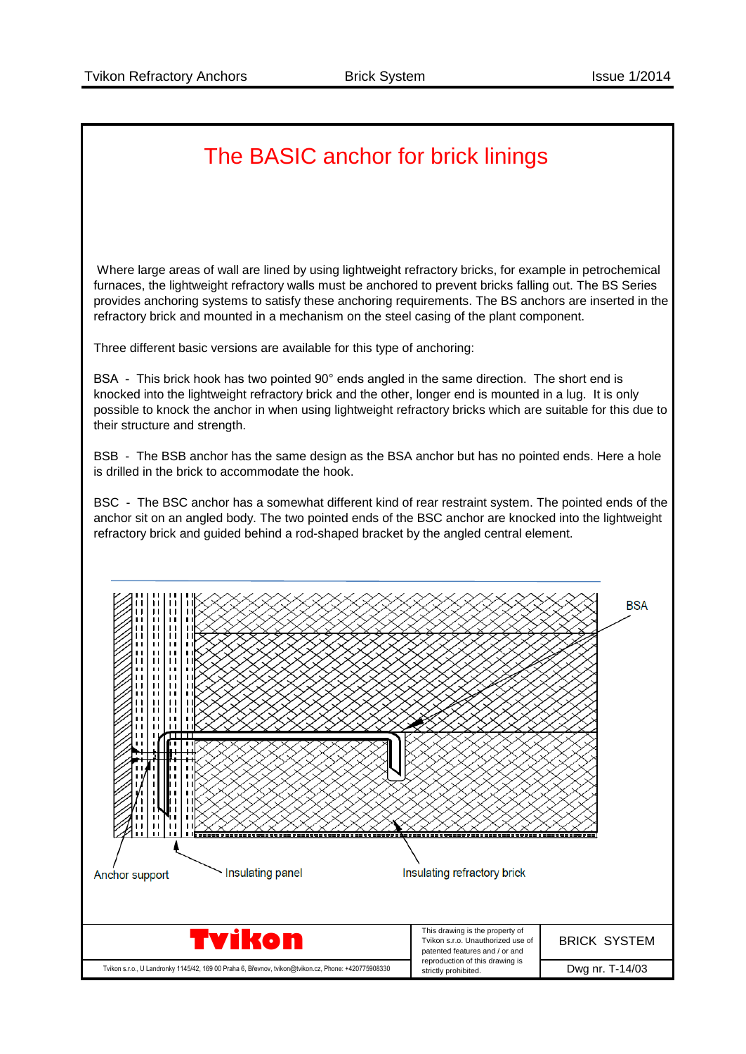# The BASIC anchor for brick linings

Where large areas of wall are lined by using lightweight refractory bricks, for example in petrochemical furnaces, the lightweight refractory walls must be anchored to prevent bricks falling out. The BS Series provides anchoring systems to satisfy these anchoring requirements. The BS anchors are inserted in the refractory brick and mounted in a mechanism on the steel casing of the plant component.

Three different basic versions are available for this type of anchoring:

BSA - This brick hook has two pointed 90° ends angled in the same direction. The short end is knocked into the lightweight refractory brick and the other, longer end is mounted in a lug. It is only possible to knock the anchor in when using lightweight refractory bricks which are suitable for this due to their structure and strength.

BSB - The BSB anchor has the same design as the BSA anchor but has no pointed ends. Here a hole is drilled in the brick to accommodate the hook.

BSC - The BSC anchor has a somewhat different kind of rear restraint system. The pointed ends of the anchor sit on an angled body. The two pointed ends of the BSC anchor are knocked into the lightweight refractory brick and guided behind a rod-shaped bracket by the angled central element.

BSA

Anchor support

Insulating panel

Insulating refractory brick

**Tvikon**

Tvikon s.r.o., U Landronky 1145/42, 169 00 Praha 6, Břevnov, tvikon@tvikon.cz, Phone: +420775908330

This drawing is the property of Tvikon s.r.o. Unauthorized use of patented features and / or and reproduction of this drawing is strictly prohibited.

BRICK SYSTEM

Dwg nr. T-14/03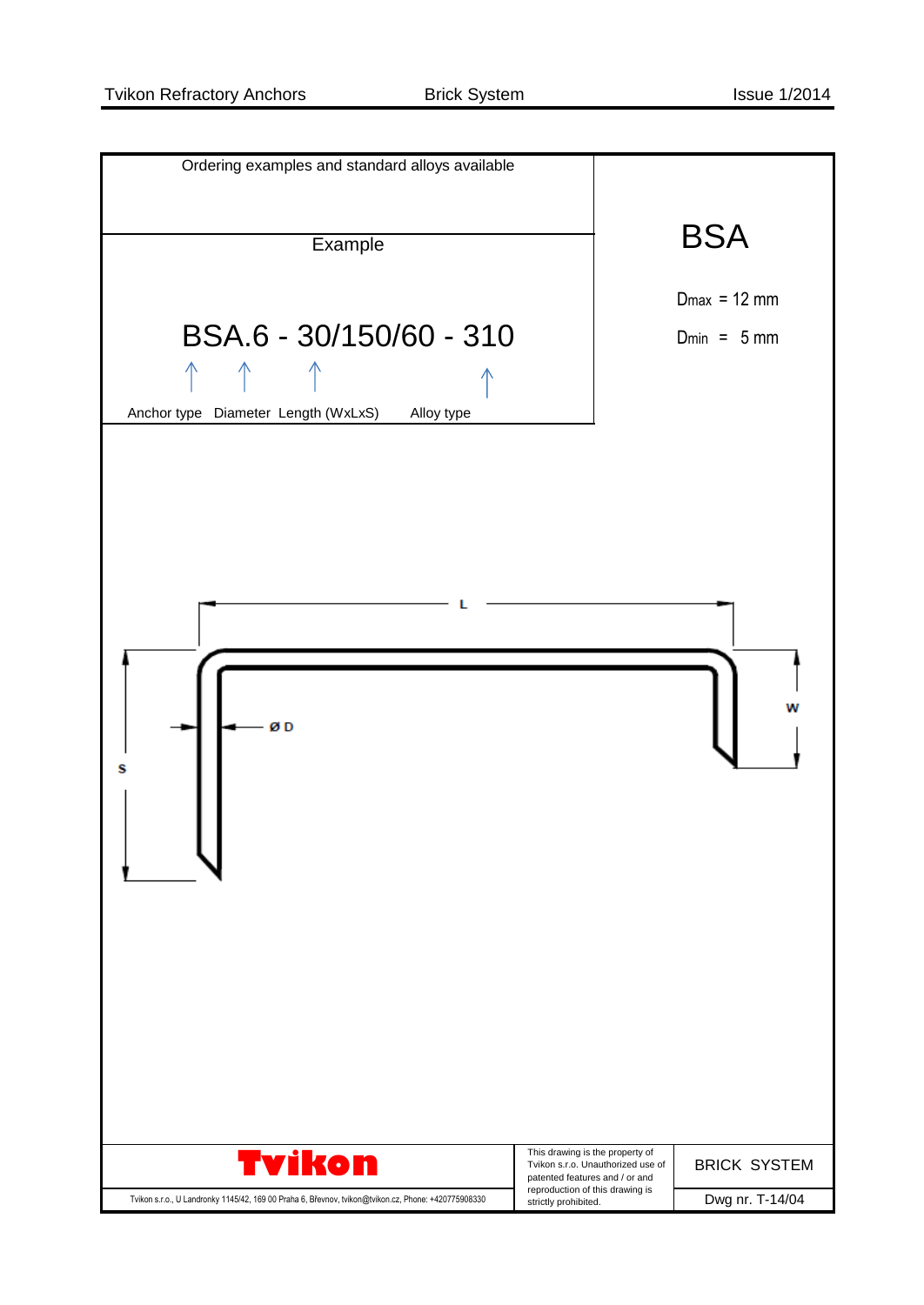Ordering examples and standard alloys available

Example

BSA.6 - 30/150/60 - 310

Anchor type  Diameter  Length (WxLxS)  Alloy type

# BSA

$D_{max}$ = 12 mm

$D_{min}$ = 5 mm

L

W

Ø D

S

Tvikon

This drawing is the property of Tvikon s.r.o. Unauthorized use of patented features and / or and reproduction of this drawing is strictly prohibited.

BRICK SYSTEM

Tvikon s.r.o., U Landronky 1145/42, 169 00 Praha 6, Břevnov, tvikon@tvikon.cz, Phone: +420775908330

Dwg nr. T-14/04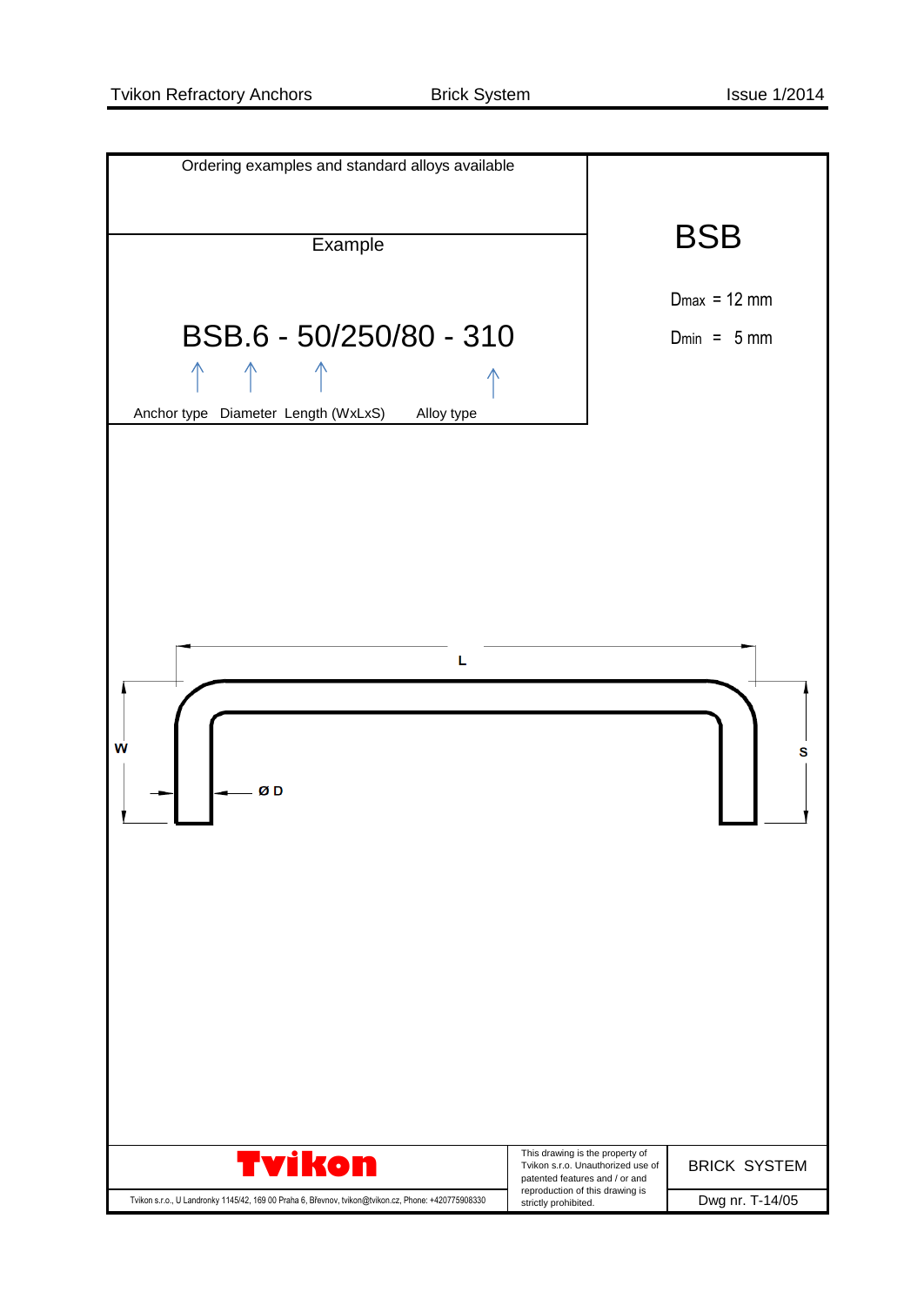Ordering examples and standard alloys available

# BSB

$D_{max}$ = 12 mm

$D_{min}$ = 5 mm

Example

BSB.6 - 50/250/80 - 310

Anchor type Diameter Length (WxLxS) Alloy type

L

W

S

Ø D

Tvikon

Tvikon s.r.o., U Landronky 1145/42, 169 00 Praha 6, Břevnov, tvikon@tvikon.cz, Phone: +420775908330

This drawing is the property of Tvikon s.r.o. Unauthorized use of patented features and / or and reproduction of this drawing is strictly prohibited.

BRICK SYSTEM

Dwg nr. T-14/05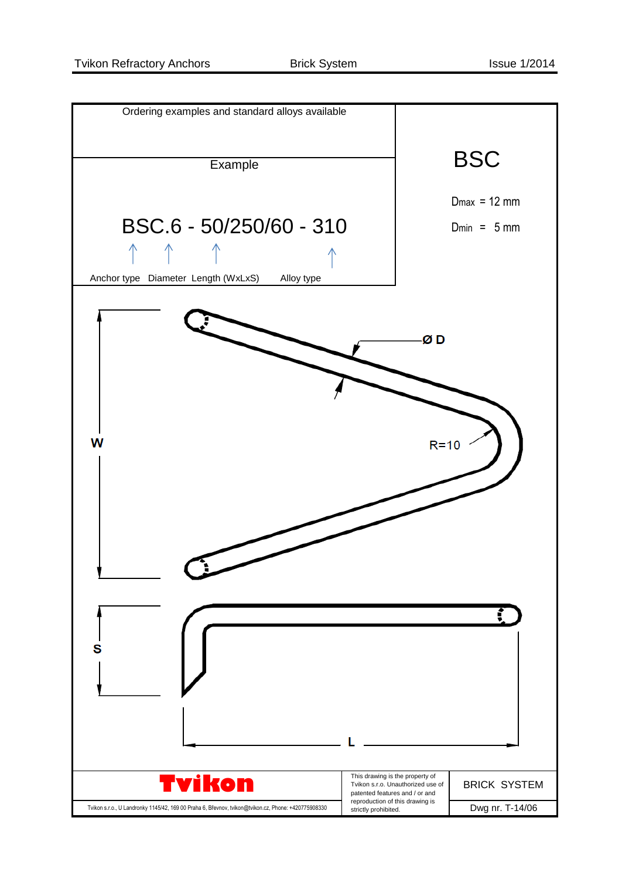Ordering examples and standard alloys available

Example

BSC.6 - 50/250/60 - 310

Anchor type  Diameter  Length (WxLxS)  Alloy type

# BSC

$D_{max}$ = 12 mm

$D_{min}$ = 5 mm

Ø D

R=10

W

S

L

Tvikon

Tvikon s.r.o., U Landronky 1145/42, 169 00 Praha 6, Břevnov, tvikon@tvikon.cz, Phone: +420775908330

This drawing is the property of Tvikon s.r.o. Unauthorized use of patented features and / or and reproduction of this drawing is strictly prohibited.

BRICK SYSTEM

Dwg nr. T-14/06